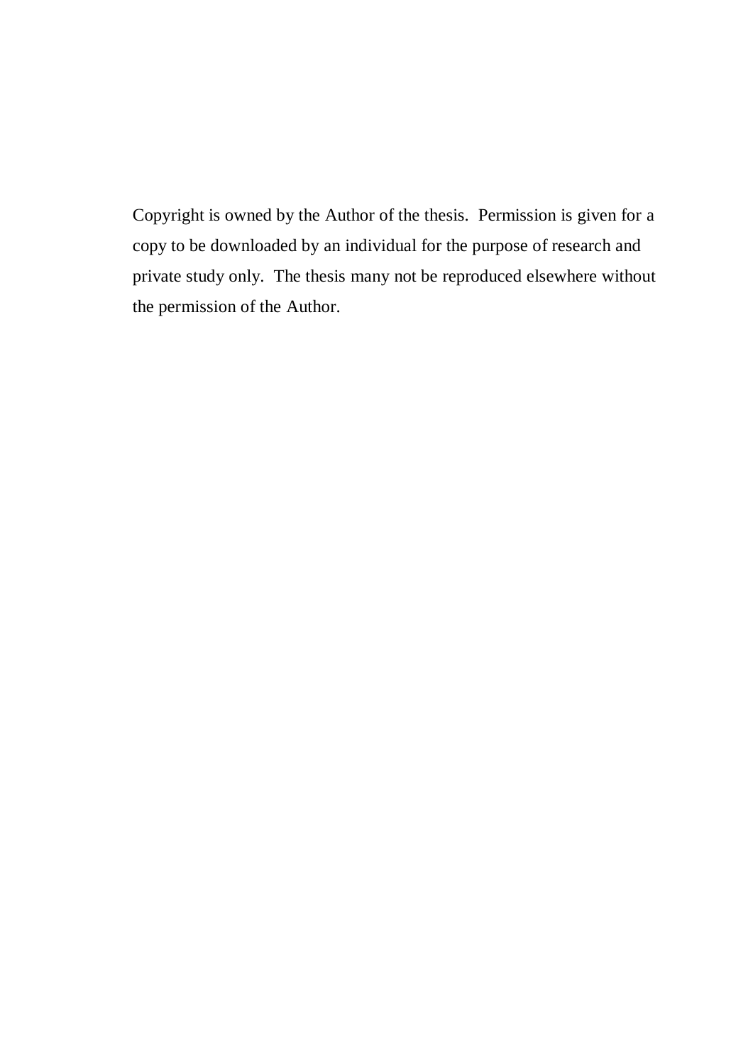Copyright is owned by the Author of the thesis. Permission is given for a copy to be downloaded by an individual for the purpose of research and private study only. The thesis many not be reproduced elsewhere without the permission of the Author.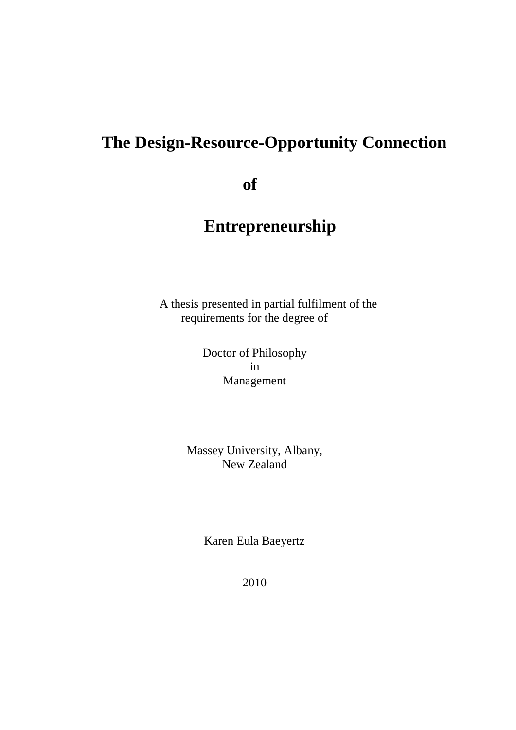# The Design-Resource-Opportunity Connection

# of

# Entrepreneurship

A thesis presented in partial fulfilment of the requirements for the degree of

Doctor of Philosophy
in
Management

Massey University, Albany,
New Zealand

Karen Eula Baeyertz

2010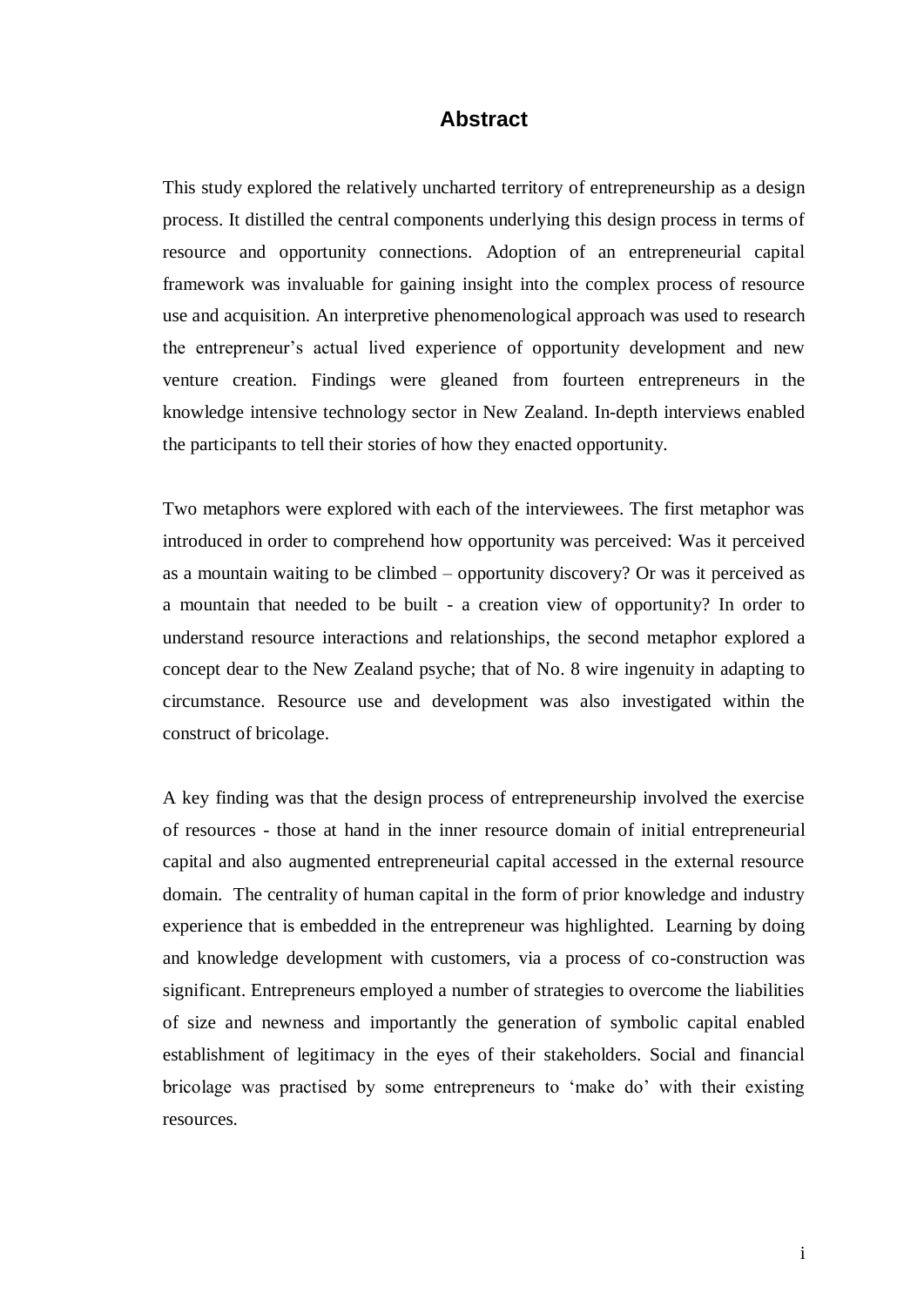# Abstract

This study explored the relatively uncharted territory of entrepreneurship as a design process. It distilled the central components underlying this design process in terms of resource and opportunity connections. Adoption of an entrepreneurial capital framework was invaluable for gaining insight into the complex process of resource use and acquisition. An interpretive phenomenological approach was used to research the entrepreneur's actual lived experience of opportunity development and new venture creation. Findings were gleaned from fourteen entrepreneurs in the knowledge intensive technology sector in New Zealand. In-depth interviews enabled the participants to tell their stories of how they enacted opportunity.

Two metaphors were explored with each of the interviewees. The first metaphor was introduced in order to comprehend how opportunity was perceived: Was it perceived as a mountain waiting to be climbed – opportunity discovery? Or was it perceived as a mountain that needed to be built - a creation view of opportunity? In order to understand resource interactions and relationships, the second metaphor explored a concept dear to the New Zealand psyche; that of No. 8 wire ingenuity in adapting to circumstance. Resource use and development was also investigated within the construct of bricolage.

A key finding was that the design process of entrepreneurship involved the exercise of resources - those at hand in the inner resource domain of initial entrepreneurial capital and also augmented entrepreneurial capital accessed in the external resource domain. The centrality of human capital in the form of prior knowledge and industry experience that is embedded in the entrepreneur was highlighted. Learning by doing and knowledge development with customers, via a process of co-construction was significant. Entrepreneurs employed a number of strategies to overcome the liabilities of size and newness and importantly the generation of symbolic capital enabled establishment of legitimacy in the eyes of their stakeholders. Social and financial bricolage was practised by some entrepreneurs to 'make do' with their existing resources.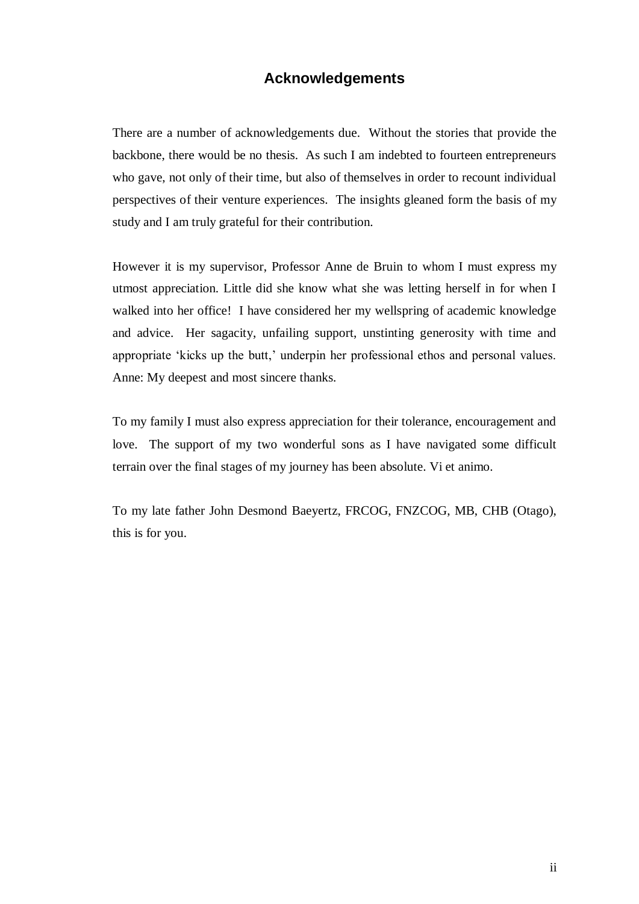# Acknowledgements

There are a number of acknowledgements due. Without the stories that provide the backbone, there would be no thesis. As such I am indebted to fourteen entrepreneurs who gave, not only of their time, but also of themselves in order to recount individual perspectives of their venture experiences. The insights gleaned form the basis of my study and I am truly grateful for their contribution.

However it is my supervisor, Professor Anne de Bruin to whom I must express my utmost appreciation. Little did she know what she was letting herself in for when I walked into her office! I have considered her my wellspring of academic knowledge and advice. Her sagacity, unfailing support, unstinting generosity with time and appropriate 'kicks up the butt,' underpin her professional ethos and personal values. Anne: My deepest and most sincere thanks.

To my family I must also express appreciation for their tolerance, encouragement and love. The support of my two wonderful sons as I have navigated some difficult terrain over the final stages of my journey has been absolute. Vi et animo.

To my late father John Desmond Baeyertz, FRCOG, FNZCOG, MB, CHB (Otago), this is for you.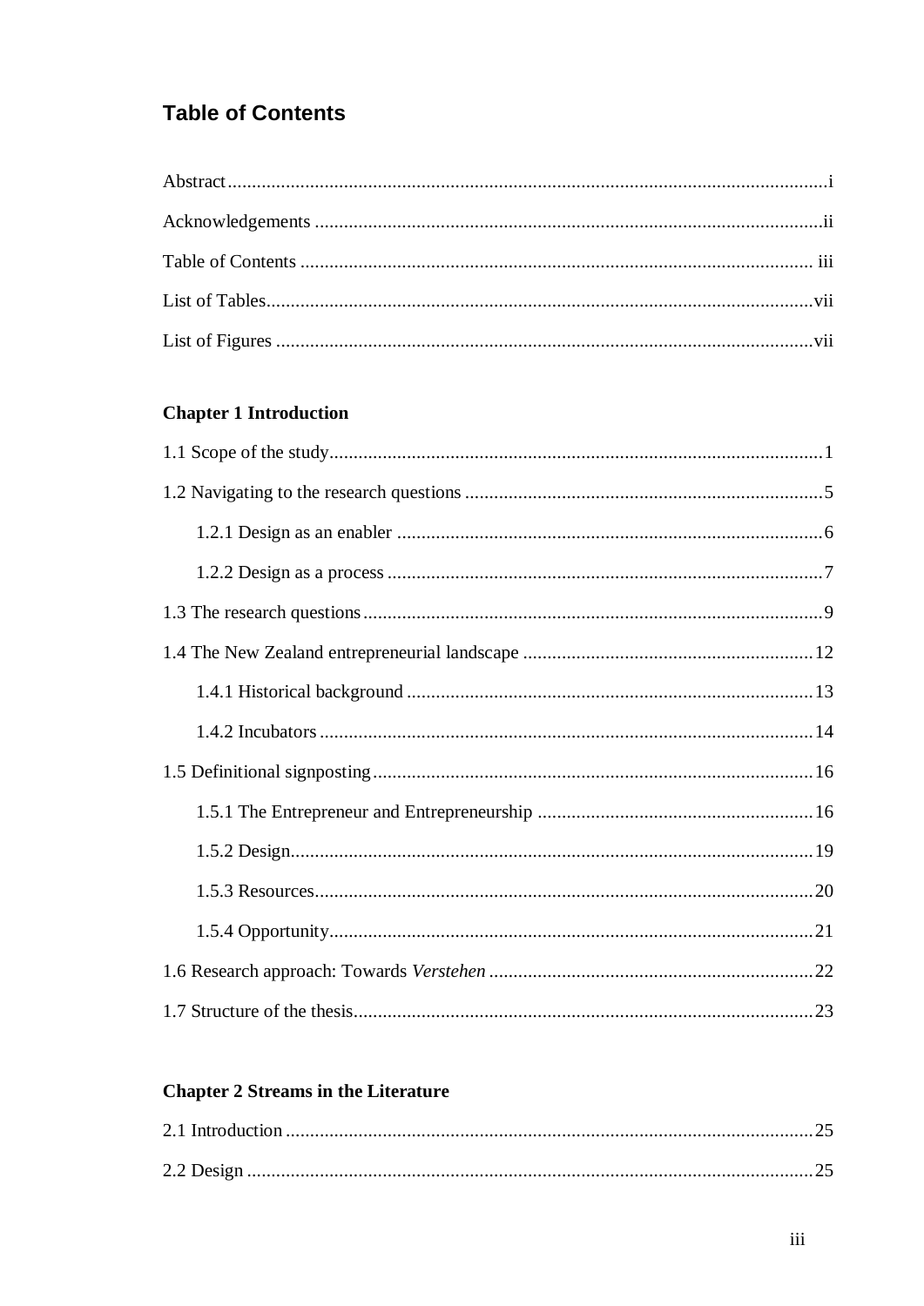# Table of Contents

Abstract ........................................................................................................................ i

Acknowledgements ...................................................................................................... ii

Table of Contents ......................................................................................................... iii

List of Tables ............................................................................................................... vii

List of Figures ............................................................................................................. vii

### Chapter 1 Introduction

1.1 Scope of the study ..................................................................................................... 1

1.2 Navigating to the research questions ........................................................................ 5

    1.2.1 Design as an enabler ........................................................................................ 6

    1.2.2 Design as a process .......................................................................................... 7

1.3 The research questions .............................................................................................. 9

1.4 The New Zealand entrepreneurial landscape ........................................................... 12

    1.4.1 Historical background .................................................................................... 13

    1.4.2 Incubators ....................................................................................................... 14

1.5 Definitional signposting ........................................................................................... 16

    1.5.1 The Entrepreneur and Entrepreneurship ........................................................ 16

    1.5.2 Design ............................................................................................................. 19

    1.5.3 Resources ........................................................................................................ 20

    1.5.4 Opportunity ..................................................................................................... 21

1.6 Research approach: Towards *Verstehen* .................................................................. 22

1.7 Structure of the thesis ............................................................................................... 23

### Chapter 2 Streams in the Literature

2.1 Introduction .............................................................................................................. 25

2.2 Design ...................................................................................................................... 25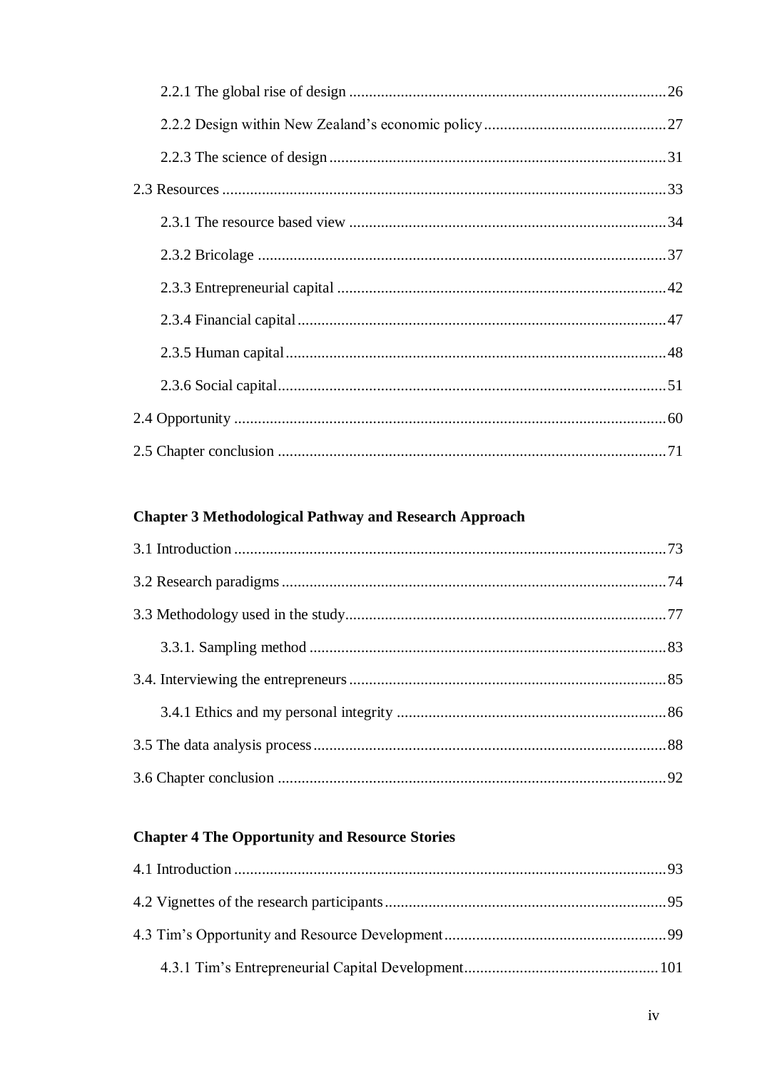2.2.1 The global rise of design ................................................................................ 26

2.2.2 Design within New Zealand's economic policy .............................................. 27

2.2.3 The science of design ..................................................................................... 31

2.3 Resources .............................................................................................................. 33

2.3.1 The resource based view ................................................................................ 34

2.3.2 Bricolage ........................................................................................................ 37

2.3.3 Entrepreneurial capital ................................................................................... 42

2.3.4 Financial capital ............................................................................................. 47

2.3.5 Human capital ................................................................................................ 48

2.3.6 Social capital .................................................................................................. 51

2.4 Opportunity ............................................................................................................ 60

2.5 Chapter conclusion ................................................................................................. 71

**Chapter 3 Methodological Pathway and Research Approach**

3.1 Introduction ............................................................................................................ 73

3.2 Research paradigms ................................................................................................ 74

3.3 Methodology used in the study ............................................................................... 77

3.3.1. Sampling method .......................................................................................... 83

3.4. Interviewing the entrepreneurs ............................................................................... 85

3.4.1 Ethics and my personal integrity .................................................................... 86

3.5 The data analysis process ........................................................................................ 88

3.6 Chapter conclusion ................................................................................................. 92

**Chapter 4 The Opportunity and Resource Stories**

4.1 Introduction ............................................................................................................ 93

4.2 Vignettes of the research participants ..................................................................... 95

4.3 Tim's Opportunity and Resource Development ....................................................... 99

4.3.1 Tim's Entrepreneurial Capital Development ................................................. 101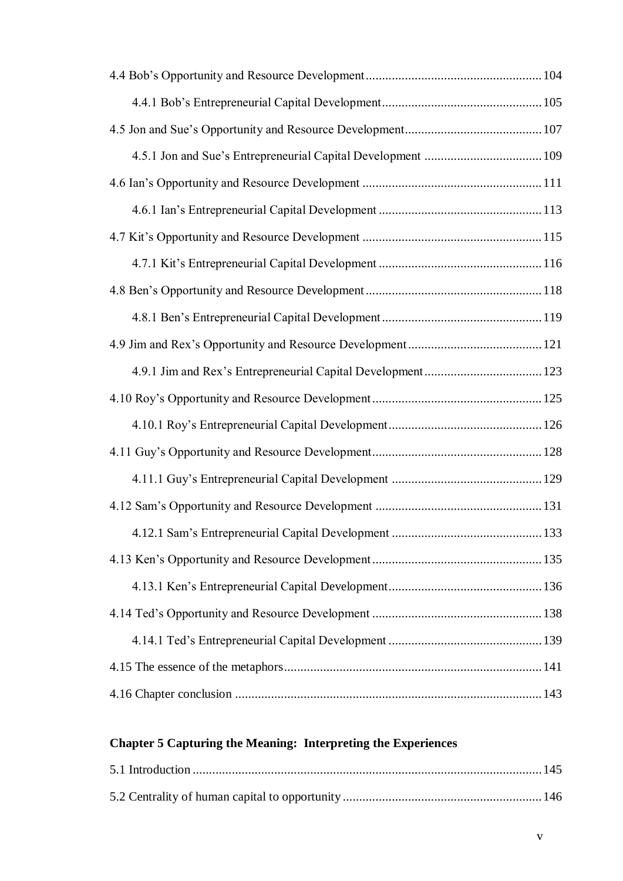4.4 Bob's Opportunity and Resource Development ..................................................... 104

4.4.1 Bob's Entrepreneurial Capital Development ................................................ 105

4.5 Jon and Sue's Opportunity and Resource Development ......................................... 107

4.5.1 Jon and Sue's Entrepreneurial Capital Development .................................... 109

4.6 Ian's Opportunity and Resource Development ...................................................... 111

4.6.1 Ian's Entrepreneurial Capital Development ................................................. 113

4.7 Kit's Opportunity and Resource Development ...................................................... 115

4.7.1 Kit's Entrepreneurial Capital Development ................................................. 116

4.8 Ben's Opportunity and Resource Development ..................................................... 118

4.8.1 Ben's Entrepreneurial Capital Development ................................................ 119

4.9 Jim and Rex's Opportunity and Resource Development ......................................... 121

4.9.1 Jim and Rex's Entrepreneurial Capital Development .................................... 123

4.10 Roy's Opportunity and Resource Development ................................................... 125

4.10.1 Roy's Entrepreneurial Capital Development .............................................. 126

4.11 Guy's Opportunity and Resource Development ................................................... 128

4.11.1 Guy's Entrepreneurial Capital Development ............................................. 129

4.12 Sam's Opportunity and Resource Development .................................................. 131

4.12.1 Sam's Entrepreneurial Capital Development ............................................. 133

4.13 Ken's Opportunity and Resource Development ................................................... 135

4.13.1 Ken's Entrepreneurial Capital Development .............................................. 136

4.14 Ted's Opportunity and Resource Development ................................................... 138

4.14.1 Ted's Entrepreneurial Capital Development .............................................. 139

4.15 The essence of the metaphors .............................................................................. 141

4.16 Chapter conclusion ............................................................................................. 143

**Chapter 5 Capturing the Meaning: Interpreting the Experiences**

5.1 Introduction .......................................................................................................... 145

5.2 Centrality of human capital to opportunity ............................................................ 146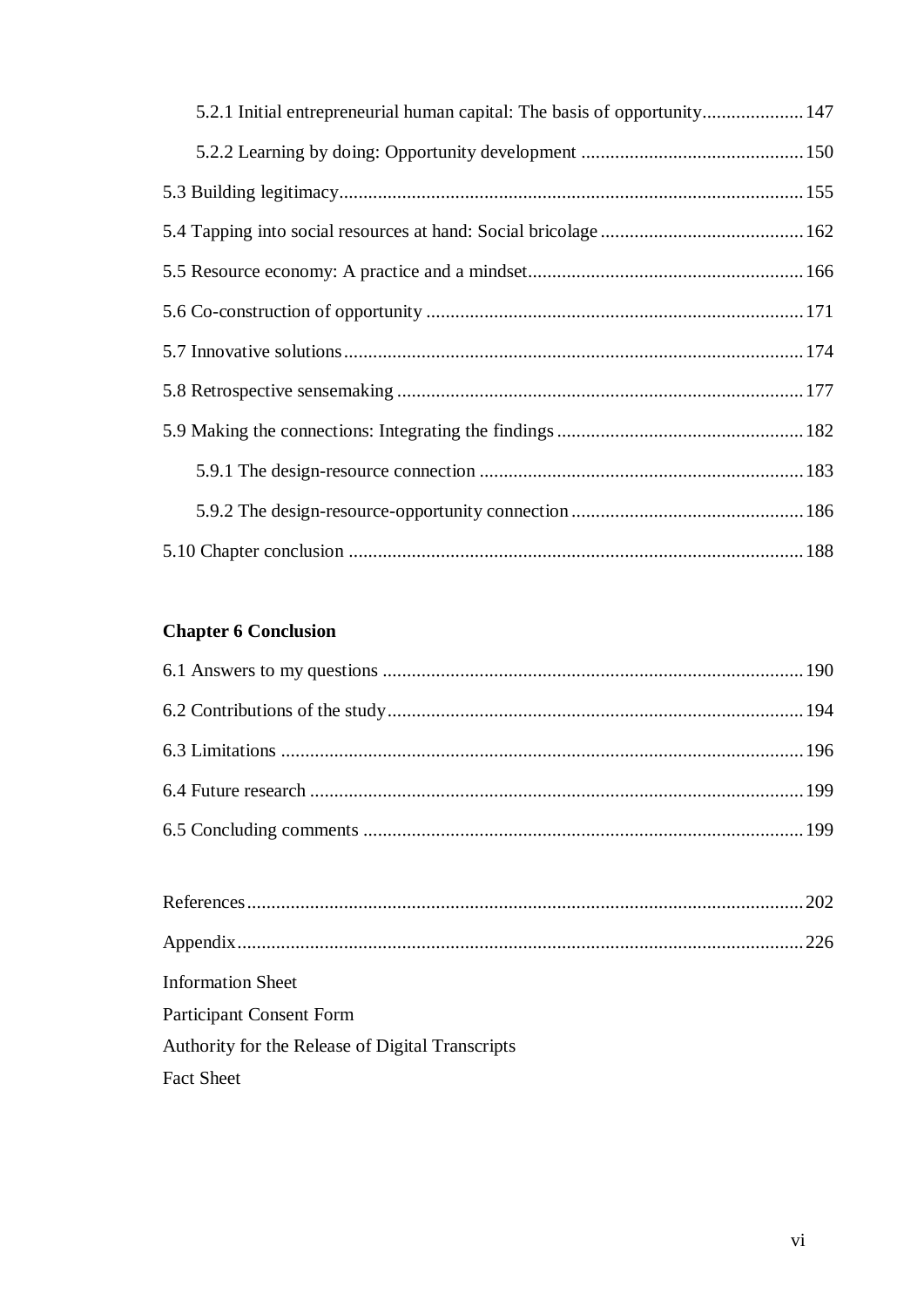5.2.1 Initial entrepreneurial human capital: The basis of opportunity ..................... 147

5.2.2 Learning by doing: Opportunity development ............................................. 150

5.3 Building legitimacy ................................................................................................ 155

5.4 Tapping into social resources at hand: Social bricolage .......................................... 162

5.5 Resource economy: A practice and a mindset ........................................................ 166

5.6 Co-construction of opportunity ............................................................................. 171

5.7 Innovative solutions .............................................................................................. 174

5.8 Retrospective sensemaking .................................................................................... 177

5.9 Making the connections: Integrating the findings ................................................... 182

5.9.1 The design-resource connection ................................................................... 183

5.9.2 The design-resource-opportunity connection ................................................ 186

5.10 Chapter conclusion ............................................................................................. 188

**Chapter 6 Conclusion**

6.1 Answers to my questions ....................................................................................... 190

6.2 Contributions of the study ..................................................................................... 194

6.3 Limitations ........................................................................................................... 196

6.4 Future research ..................................................................................................... 199

6.5 Concluding comments ........................................................................................... 199

References ................................................................................................................... 202

Appendix ..................................................................................................................... 226

Information Sheet

Participant Consent Form

Authority for the Release of Digital Transcripts

Fact Sheet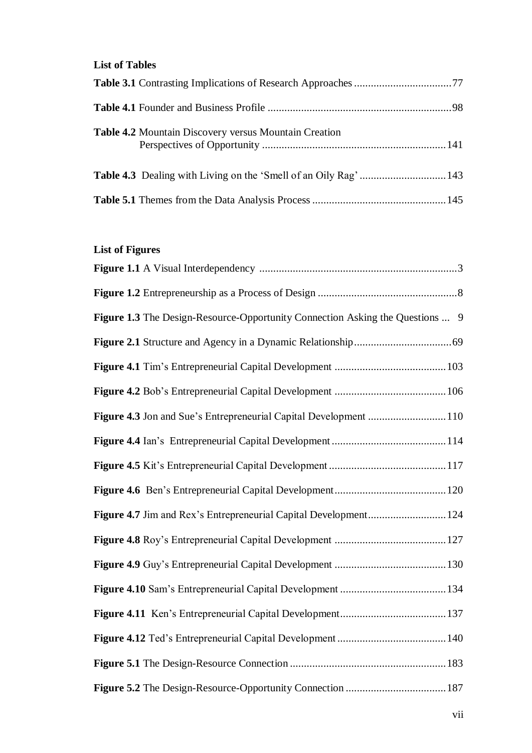## List of Tables

**Table 3.1** Contrasting Implications of Research Approaches .................................. 77

**Table 4.1** Founder and Business Profile .................................................................. 98

**Table 4.2** Mountain Discovery versus Mountain Creation Perspectives of Opportunity .................................................................. 141

**Table 4.3** Dealing with Living on the 'Smell of an Oily Rag' ............................... 143

**Table 5.1** Themes from the Data Analysis Process ................................................ 145

## List of Figures

**Figure 1.1** A Visual Interdependency ....................................................................... 3

**Figure 1.2** Entrepreneurship as a Process of Design .................................................. 8

**Figure 1.3** The Design-Resource-Opportunity Connection Asking the Questions ... 9

**Figure 2.1** Structure and Agency in a Dynamic Relationship ................................... 69

**Figure 4.1** Tim's Entrepreneurial Capital Development ........................................ 103

**Figure 4.2** Bob's Entrepreneurial Capital Development ........................................ 106

**Figure 4.3** Jon and Sue's Entrepreneurial Capital Development ............................ 110

**Figure 4.4** Ian's Entrepreneurial Capital Development ......................................... 114

**Figure 4.5** Kit's Entrepreneurial Capital Development .......................................... 117

**Figure 4.6** Ben's Entrepreneurial Capital Development ........................................ 120

**Figure 4.7** Jim and Rex's Entrepreneurial Capital Development ............................ 124

**Figure 4.8** Roy's Entrepreneurial Capital Development ........................................ 127

**Figure 4.9** Guy's Entrepreneurial Capital Development ........................................ 130

**Figure 4.10** Sam's Entrepreneurial Capital Development ...................................... 134

**Figure 4.11** Ken's Entrepreneurial Capital Development ...................................... 137

**Figure 4.12** Ted's Entrepreneurial Capital Development ....................................... 140

**Figure 5.1** The Design-Resource Connection ........................................................ 183

**Figure 5.2** The Design-Resource-Opportunity Connection .................................... 187